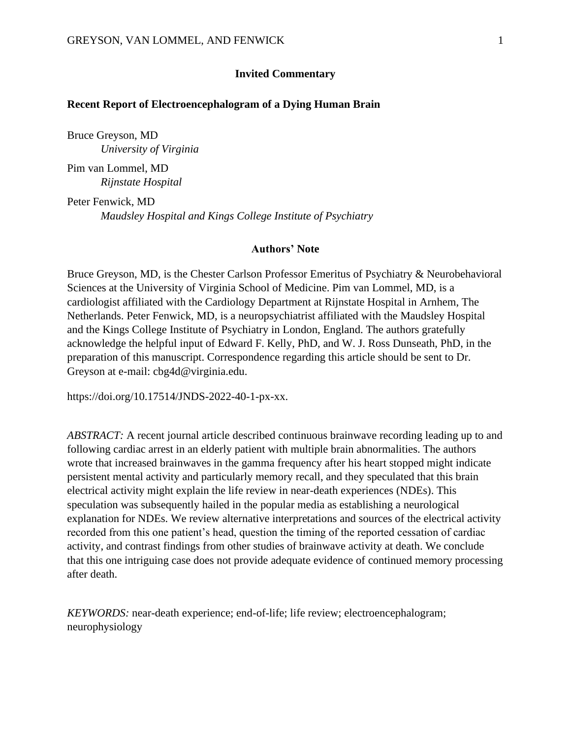**Invited Commentary**

# Recent Report of Electroencephalogram of a Dying Human Brain

Bruce Greyson, MD
*University of Virginia*

Pim van Lommel, MD
*Rijnstate Hospital*

Peter Fenwick, MD
*Maudsley Hospital and Kings College Institute of Psychiatry*

## Authors' Note

Bruce Greyson, MD, is the Chester Carlson Professor Emeritus of Psychiatry & Neurobehavioral Sciences at the University of Virginia School of Medicine. Pim van Lommel, MD, is a cardiologist affiliated with the Cardiology Department at Rijnstate Hospital in Arnhem, The Netherlands. Peter Fenwick, MD, is a neuropsychiatrist affiliated with the Maudsley Hospital and the Kings College Institute of Psychiatry in London, England. The authors gratefully acknowledge the helpful input of Edward F. Kelly, PhD, and W. J. Ross Dunseath, PhD, in the preparation of this manuscript. Correspondence regarding this article should be sent to Dr. Greyson at e-mail: cbg4d@virginia.edu.

https://doi.org/10.17514/JNDS-2022-40-1-px-xx.

*ABSTRACT:* A recent journal article described continuous brainwave recording leading up to and following cardiac arrest in an elderly patient with multiple brain abnormalities. The authors wrote that increased brainwaves in the gamma frequency after his heart stopped might indicate persistent mental activity and particularly memory recall, and they speculated that this brain electrical activity might explain the life review in near-death experiences (NDEs). This speculation was subsequently hailed in the popular media as establishing a neurological explanation for NDEs. We review alternative interpretations and sources of the electrical activity recorded from this one patient's head, question the timing of the reported cessation of cardiac activity, and contrast findings from other studies of brainwave activity at death. We conclude that this one intriguing case does not provide adequate evidence of continued memory processing after death.

*KEYWORDS:* near-death experience; end-of-life; life review; electroencephalogram; neurophysiology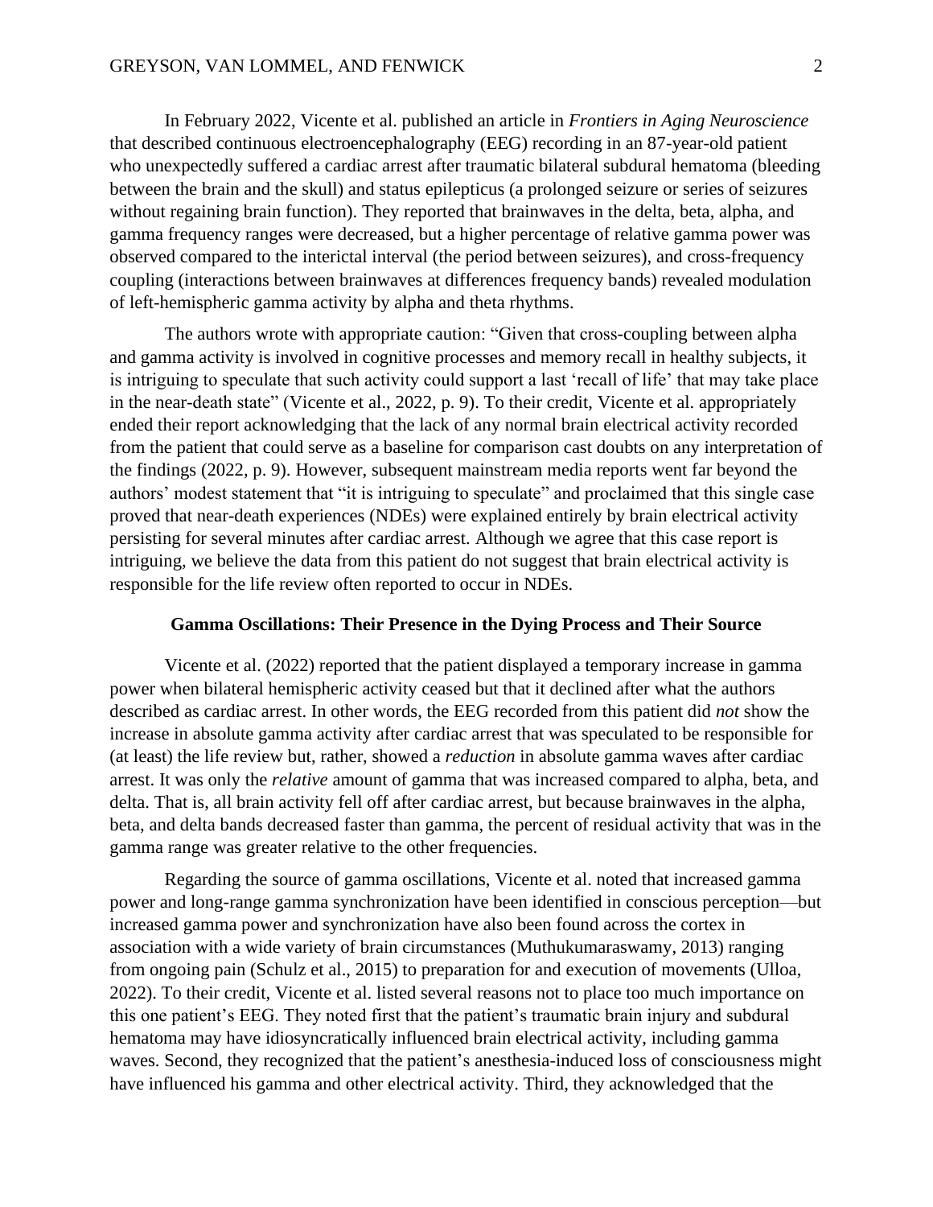In February 2022, Vicente et al. published an article in *Frontiers in Aging Neuroscience* that described continuous electroencephalography (EEG) recording in an 87-year-old patient who unexpectedly suffered a cardiac arrest after traumatic bilateral subdural hematoma (bleeding between the brain and the skull) and status epilepticus (a prolonged seizure or series of seizures without regaining brain function). They reported that brainwaves in the delta, beta, alpha, and gamma frequency ranges were decreased, but a higher percentage of relative gamma power was observed compared to the interictal interval (the period between seizures), and cross-frequency coupling (interactions between brainwaves at differences frequency bands) revealed modulation of left-hemispheric gamma activity by alpha and theta rhythms.

The authors wrote with appropriate caution: "Given that cross-coupling between alpha and gamma activity is involved in cognitive processes and memory recall in healthy subjects, it is intriguing to speculate that such activity could support a last 'recall of life' that may take place in the near-death state" (Vicente et al., 2022, p. 9). To their credit, Vicente et al. appropriately ended their report acknowledging that the lack of any normal brain electrical activity recorded from the patient that could serve as a baseline for comparison cast doubts on any interpretation of the findings (2022, p. 9). However, subsequent mainstream media reports went far beyond the authors' modest statement that "it is intriguing to speculate" and proclaimed that this single case proved that near-death experiences (NDEs) were explained entirely by brain electrical activity persisting for several minutes after cardiac arrest. Although we agree that this case report is intriguing, we believe the data from this patient do not suggest that brain electrical activity is responsible for the life review often reported to occur in NDEs.

## Gamma Oscillations: Their Presence in the Dying Process and Their Source

Vicente et al. (2022) reported that the patient displayed a temporary increase in gamma power when bilateral hemispheric activity ceased but that it declined after what the authors described as cardiac arrest. In other words, the EEG recorded from this patient did *not* show the increase in absolute gamma activity after cardiac arrest that was speculated to be responsible for (at least) the life review but, rather, showed a *reduction* in absolute gamma waves after cardiac arrest. It was only the *relative* amount of gamma that was increased compared to alpha, beta, and delta. That is, all brain activity fell off after cardiac arrest, but because brainwaves in the alpha, beta, and delta bands decreased faster than gamma, the percent of residual activity that was in the gamma range was greater relative to the other frequencies.

Regarding the source of gamma oscillations, Vicente et al. noted that increased gamma power and long-range gamma synchronization have been identified in conscious perception—but increased gamma power and synchronization have also been found across the cortex in association with a wide variety of brain circumstances (Muthukumaraswamy, 2013) ranging from ongoing pain (Schulz et al., 2015) to preparation for and execution of movements (Ulloa, 2022). To their credit, Vicente et al. listed several reasons not to place too much importance on this one patient's EEG. They noted first that the patient's traumatic brain injury and subdural hematoma may have idiosyncratically influenced brain electrical activity, including gamma waves. Second, they recognized that the patient's anesthesia-induced loss of consciousness might have influenced his gamma and other electrical activity. Third, they acknowledged that the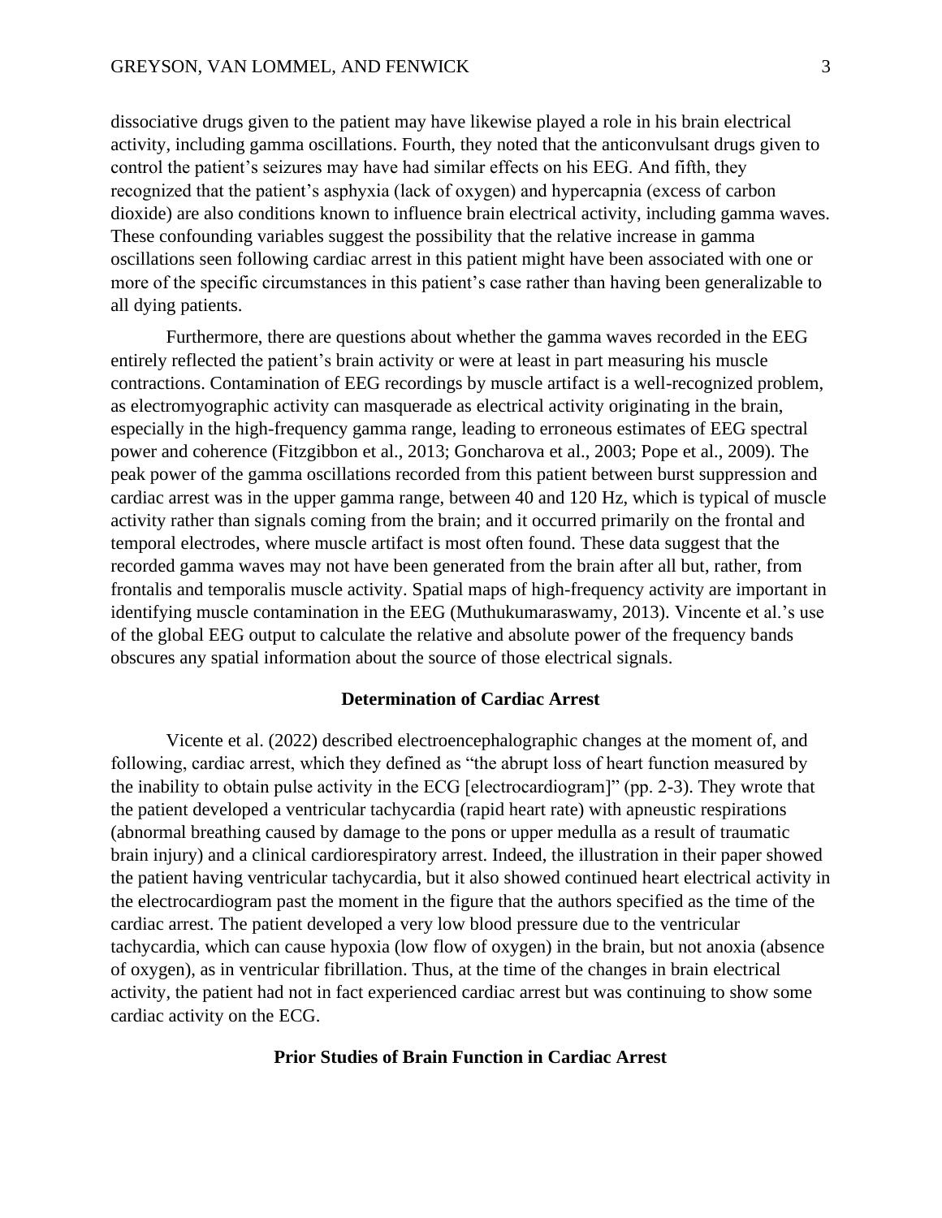dissociative drugs given to the patient may have likewise played a role in his brain electrical activity, including gamma oscillations. Fourth, they noted that the anticonvulsant drugs given to control the patient's seizures may have had similar effects on his EEG. And fifth, they recognized that the patient's asphyxia (lack of oxygen) and hypercapnia (excess of carbon dioxide) are also conditions known to influence brain electrical activity, including gamma waves. These confounding variables suggest the possibility that the relative increase in gamma oscillations seen following cardiac arrest in this patient might have been associated with one or more of the specific circumstances in this patient's case rather than having been generalizable to all dying patients.

Furthermore, there are questions about whether the gamma waves recorded in the EEG entirely reflected the patient's brain activity or were at least in part measuring his muscle contractions. Contamination of EEG recordings by muscle artifact is a well-recognized problem, as electromyographic activity can masquerade as electrical activity originating in the brain, especially in the high-frequency gamma range, leading to erroneous estimates of EEG spectral power and coherence (Fitzgibbon et al., 2013; Goncharova et al., 2003; Pope et al., 2009). The peak power of the gamma oscillations recorded from this patient between burst suppression and cardiac arrest was in the upper gamma range, between 40 and 120 Hz, which is typical of muscle activity rather than signals coming from the brain; and it occurred primarily on the frontal and temporal electrodes, where muscle artifact is most often found. These data suggest that the recorded gamma waves may not have been generated from the brain after all but, rather, from frontalis and temporalis muscle activity. Spatial maps of high-frequency activity are important in identifying muscle contamination in the EEG (Muthukumaraswamy, 2013). Vincente et al.'s use of the global EEG output to calculate the relative and absolute power of the frequency bands obscures any spatial information about the source of those electrical signals.

## Determination of Cardiac Arrest

Vicente et al. (2022) described electroencephalographic changes at the moment of, and following, cardiac arrest, which they defined as "the abrupt loss of heart function measured by the inability to obtain pulse activity in the ECG [electrocardiogram]" (pp. 2-3). They wrote that the patient developed a ventricular tachycardia (rapid heart rate) with apneustic respirations (abnormal breathing caused by damage to the pons or upper medulla as a result of traumatic brain injury) and a clinical cardiorespiratory arrest. Indeed, the illustration in their paper showed the patient having ventricular tachycardia, but it also showed continued heart electrical activity in the electrocardiogram past the moment in the figure that the authors specified as the time of the cardiac arrest. The patient developed a very low blood pressure due to the ventricular tachycardia, which can cause hypoxia (low flow of oxygen) in the brain, but not anoxia (absence of oxygen), as in ventricular fibrillation. Thus, at the time of the changes in brain electrical activity, the patient had not in fact experienced cardiac arrest but was continuing to show some cardiac activity on the ECG.

## Prior Studies of Brain Function in Cardiac Arrest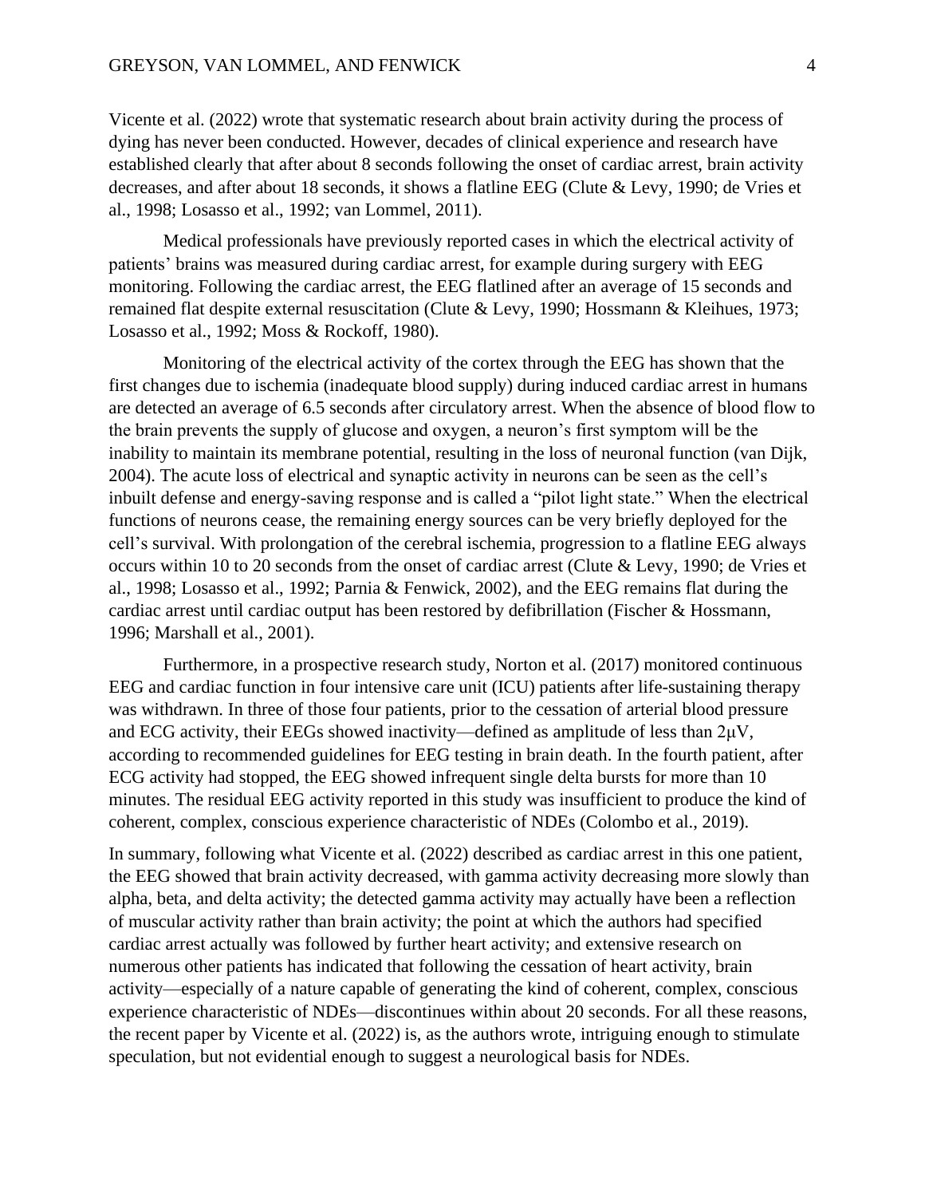Vicente et al. (2022) wrote that systematic research about brain activity during the process of dying has never been conducted. However, decades of clinical experience and research have established clearly that after about 8 seconds following the onset of cardiac arrest, brain activity decreases, and after about 18 seconds, it shows a flatline EEG (Clute & Levy, 1990; de Vries et al., 1998; Losasso et al., 1992; van Lommel, 2011).

Medical professionals have previously reported cases in which the electrical activity of patients' brains was measured during cardiac arrest, for example during surgery with EEG monitoring. Following the cardiac arrest, the EEG flatlined after an average of 15 seconds and remained flat despite external resuscitation (Clute & Levy, 1990; Hossmann & Kleihues, 1973; Losasso et al., 1992; Moss & Rockoff, 1980).

Monitoring of the electrical activity of the cortex through the EEG has shown that the first changes due to ischemia (inadequate blood supply) during induced cardiac arrest in humans are detected an average of 6.5 seconds after circulatory arrest. When the absence of blood flow to the brain prevents the supply of glucose and oxygen, a neuron's first symptom will be the inability to maintain its membrane potential, resulting in the loss of neuronal function (van Dijk, 2004). The acute loss of electrical and synaptic activity in neurons can be seen as the cell's inbuilt defense and energy-saving response and is called a "pilot light state." When the electrical functions of neurons cease, the remaining energy sources can be very briefly deployed for the cell's survival. With prolongation of the cerebral ischemia, progression to a flatline EEG always occurs within 10 to 20 seconds from the onset of cardiac arrest (Clute & Levy, 1990; de Vries et al., 1998; Losasso et al., 1992; Parnia & Fenwick, 2002), and the EEG remains flat during the cardiac arrest until cardiac output has been restored by defibrillation (Fischer & Hossmann, 1996; Marshall et al., 2001).

Furthermore, in a prospective research study, Norton et al. (2017) monitored continuous EEG and cardiac function in four intensive care unit (ICU) patients after life-sustaining therapy was withdrawn. In three of those four patients, prior to the cessation of arterial blood pressure and ECG activity, their EEGs showed inactivity—defined as amplitude of less than 2μV, according to recommended guidelines for EEG testing in brain death. In the fourth patient, after ECG activity had stopped, the EEG showed infrequent single delta bursts for more than 10 minutes. The residual EEG activity reported in this study was insufficient to produce the kind of coherent, complex, conscious experience characteristic of NDEs (Colombo et al., 2019).

In summary, following what Vicente et al. (2022) described as cardiac arrest in this one patient, the EEG showed that brain activity decreased, with gamma activity decreasing more slowly than alpha, beta, and delta activity; the detected gamma activity may actually have been a reflection of muscular activity rather than brain activity; the point at which the authors had specified cardiac arrest actually was followed by further heart activity; and extensive research on numerous other patients has indicated that following the cessation of heart activity, brain activity—especially of a nature capable of generating the kind of coherent, complex, conscious experience characteristic of NDEs—discontinues within about 20 seconds. For all these reasons, the recent paper by Vicente et al. (2022) is, as the authors wrote, intriguing enough to stimulate speculation, but not evidential enough to suggest a neurological basis for NDEs.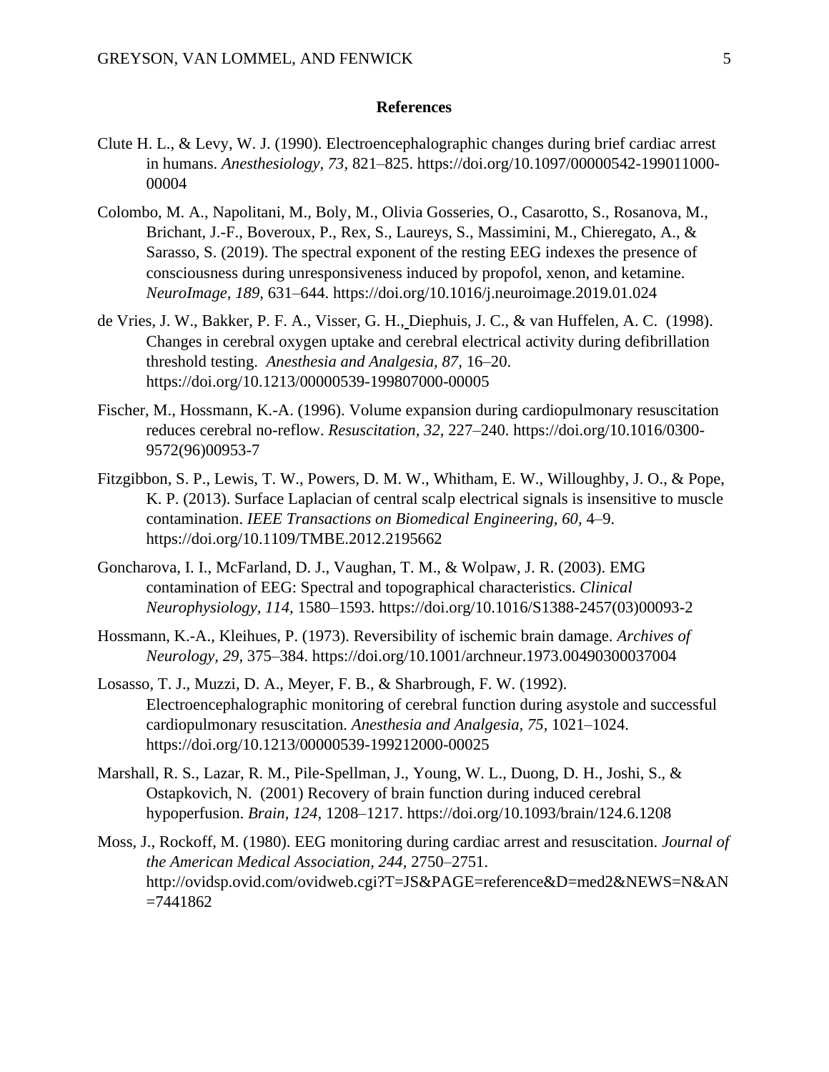## References

Clute H. L., & Levy, W. J. (1990). Electroencephalographic changes during brief cardiac arrest in humans. *Anesthesiology*, *73*, 821–825. https://doi.org/10.1097/00000542-199011000-00004

Colombo, M. A., Napolitani, M., Boly, M., Olivia Gosseries, O., Casarotto, S., Rosanova, M., Brichant, J.-F., Boveroux, P., Rex, S., Laureys, S., Massimini, M., Chieregato, A., & Sarasso, S. (2019). The spectral exponent of the resting EEG indexes the presence of consciousness during unresponsiveness induced by propofol, xenon, and ketamine. *NeuroImage, 189,* 631–644. https://doi.org/10.1016/j.neuroimage.2019.01.024

de Vries, J. W., Bakker, P. F. A., Visser, G. H., Diephuis, J. C., & van Huffelen, A. C. (1998). Changes in cerebral oxygen uptake and cerebral electrical activity during defibrillation threshold testing. *Anesthesia and Analgesia, 87,* 16–20. https://doi.org/10.1213/00000539-199807000-00005

Fischer, M., Hossmann, K.-A. (1996). Volume expansion during cardiopulmonary resuscitation reduces cerebral no-reflow. *Resuscitation, 32,* 227–240. https://doi.org/10.1016/0300-9572(96)00953-7

Fitzgibbon, S. P., Lewis, T. W., Powers, D. M. W., Whitham, E. W., Willoughby, J. O., & Pope, K. P. (2013). Surface Laplacian of central scalp electrical signals is insensitive to muscle contamination. *IEEE Transactions on Biomedical Engineering, 60,* 4–9. https://doi.org/10.1109/TMBE.2012.2195662

Goncharova, I. I., McFarland, D. J., Vaughan, T. M., & Wolpaw, J. R. (2003). EMG contamination of EEG: Spectral and topographical characteristics. *Clinical Neurophysiology, 114,* 1580–1593. https://doi.org/10.1016/S1388-2457(03)00093-2

Hossmann, K.-A., Kleihues, P. (1973). Reversibility of ischemic brain damage. *Archives of Neurology, 29,* 375–384. https://doi.org/10.1001/archneur.1973.00490300037004

Losasso, T. J., Muzzi, D. A., Meyer, F. B., & Sharbrough, F. W. (1992). Electroencephalographic monitoring of cerebral function during asystole and successful cardiopulmonary resuscitation. *Anesthesia and Analgesia, 75,* 1021–1024. https://doi.org/10.1213/00000539-199212000-00025

Marshall, R. S., Lazar, R. M., Pile-Spellman, J., Young, W. L., Duong, D. H., Joshi, S., & Ostapkovich, N. (2001) Recovery of brain function during induced cerebral hypoperfusion. *Brain, 124,* 1208–1217. https://doi.org/10.1093/brain/124.6.1208

Moss, J., Rockoff, M. (1980). EEG monitoring during cardiac arrest and resuscitation. *Journal of the American Medical Association, 244,* 2750–2751. http://ovidsp.ovid.com/ovidweb.cgi?T=JS&PAGE=reference&D=med2&NEWS=N&AN=7441862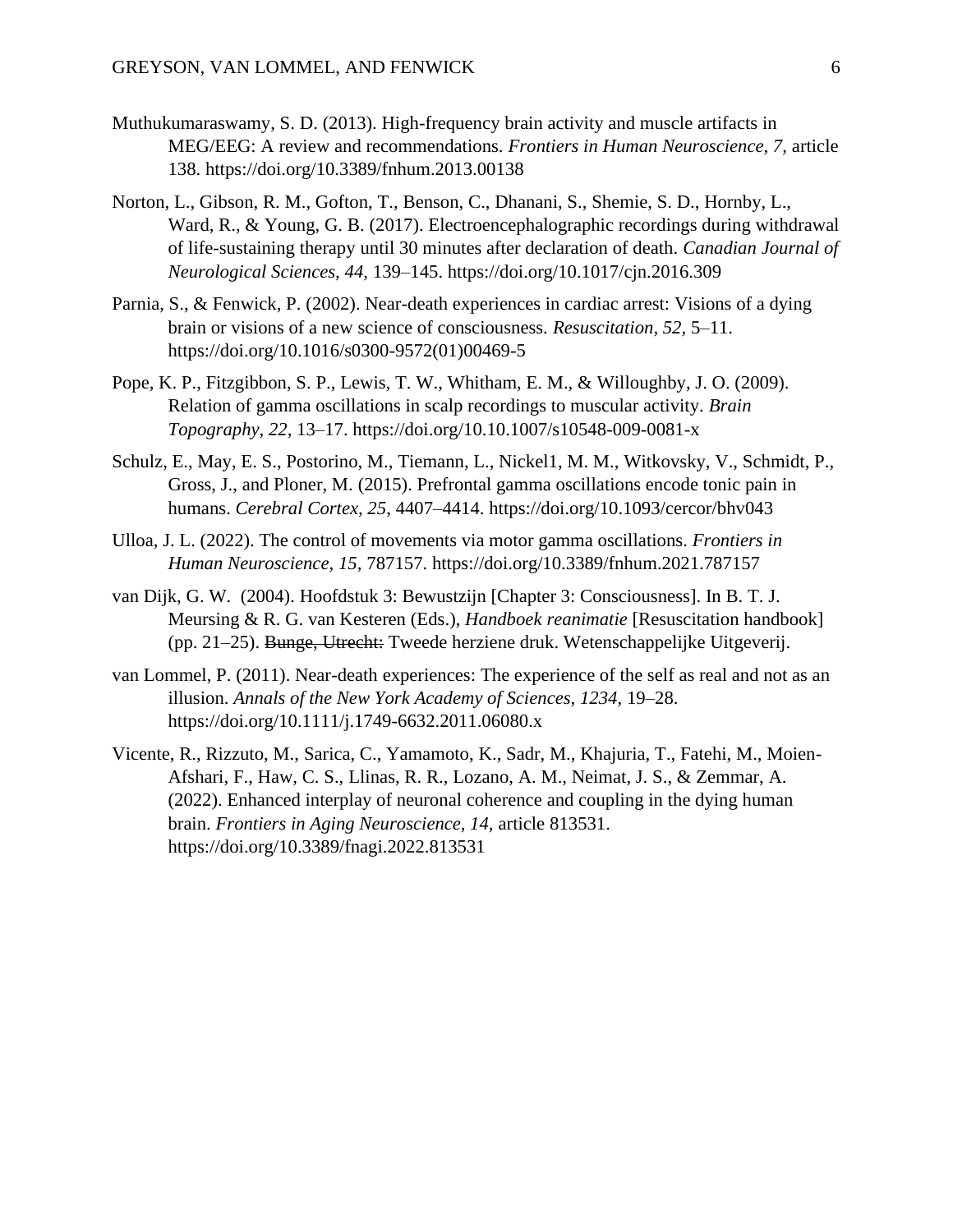Muthukumaraswamy, S. D. (2013). High-frequency brain activity and muscle artifacts in MEG/EEG: A review and recommendations. *Frontiers in Human Neuroscience, 7,* article 138. https://doi.org/10.3389/fnhum.2013.00138

Norton, L., Gibson, R. M., Gofton, T., Benson, C., Dhanani, S., Shemie, S. D., Hornby, L., Ward, R., & Young, G. B. (2017). Electroencephalographic recordings during withdrawal of life-sustaining therapy until 30 minutes after declaration of death. *Canadian Journal of Neurological Sciences, 44,* 139–145. https://doi.org/10.1017/cjn.2016.309

Parnia, S., & Fenwick, P. (2002). Near-death experiences in cardiac arrest: Visions of a dying brain or visions of a new science of consciousness. *Resuscitation, 52,* 5–11. https://doi.org/10.1016/s0300-9572(01)00469-5

Pope, K. P., Fitzgibbon, S. P., Lewis, T. W., Whitham, E. M., & Willoughby, J. O. (2009). Relation of gamma oscillations in scalp recordings to muscular activity. *Brain Topography, 22,* 13–17. https://doi.org/10.10.1007/s10548-009-0081-x

Schulz, E., May, E. S., Postorino, M., Tiemann, L., Nickel1, M. M., Witkovsky, V., Schmidt, P., Gross, J., and Ploner, M. (2015). Prefrontal gamma oscillations encode tonic pain in humans. *Cerebral Cortex, 25,* 4407–4414. https://doi.org/10.1093/cercor/bhv043

Ulloa, J. L. (2022). The control of movements via motor gamma oscillations. *Frontiers in Human Neuroscience, 15,* 787157. https://doi.org/10.3389/fnhum.2021.787157

van Dijk, G. W. (2004). Hoofdstuk 3: Bewustzijn [Chapter 3: Consciousness]. In B. T. J. Meursing & R. G. van Kesteren (Eds.), *Handboek reanimatie* [Resuscitation handbook] (pp. 21–25). ~~Bunge, Utrecht:~~ Tweede herziene druk. Wetenschappelijke Uitgeverij.

van Lommel, P. (2011). Near-death experiences: The experience of the self as real and not as an illusion. *Annals of the New York Academy of Sciences, 1234,* 19–28. https://doi.org/10.1111/j.1749-6632.2011.06080.x

Vicente, R., Rizzuto, M., Sarica, C., Yamamoto, K., Sadr, M., Khajuria, T., Fatehi, M., Moien-Afshari, F., Haw, C. S., Llinas, R. R., Lozano, A. M., Neimat, J. S., & Zemmar, A. (2022). Enhanced interplay of neuronal coherence and coupling in the dying human brain. *Frontiers in Aging Neuroscience, 14,* article 813531. https://doi.org/10.3389/fnagi.2022.813531